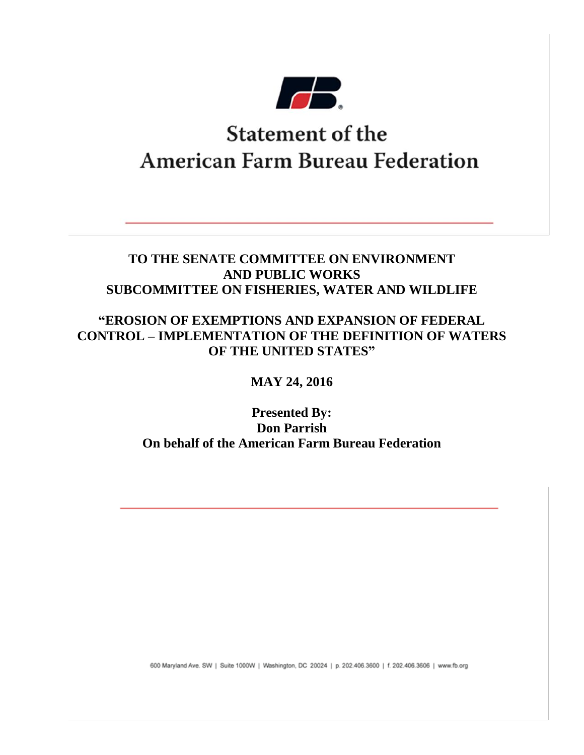# Statement of the American Farm Bureau Federation

**TO THE SENATE COMMITTEE ON ENVIRONMENT AND PUBLIC WORKS SUBCOMMITTEE ON FISHERIES, WATER AND WILDLIFE**

**"EROSION OF EXEMPTIONS AND EXPANSION OF FEDERAL CONTROL – IMPLEMENTATION OF THE DEFINITION OF WATERS OF THE UNITED STATES"**

**MAY 24, 2016**

**Presented By:**
**Don Parrish**
**On behalf of the American Farm Bureau Federation**

600 Maryland Ave. SW | Suite 1000W | Washington, DC 20024 | p. 202.406.3600 | f. 202.406.3606 | www.fb.org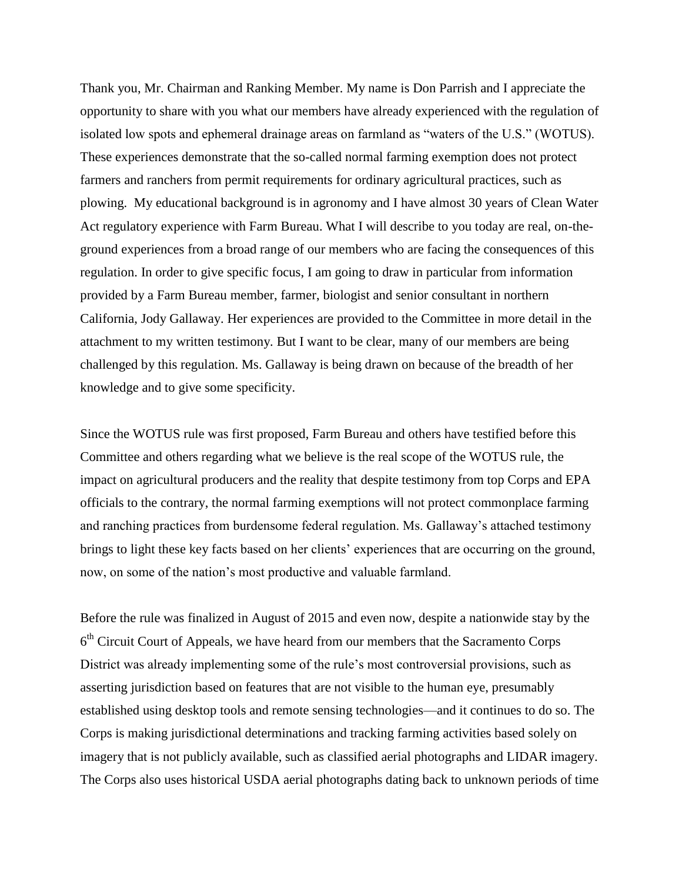Thank you, Mr. Chairman and Ranking Member. My name is Don Parrish and I appreciate the opportunity to share with you what our members have already experienced with the regulation of isolated low spots and ephemeral drainage areas on farmland as "waters of the U.S." (WOTUS). These experiences demonstrate that the so-called normal farming exemption does not protect farmers and ranchers from permit requirements for ordinary agricultural practices, such as plowing. My educational background is in agronomy and I have almost 30 years of Clean Water Act regulatory experience with Farm Bureau. What I will describe to you today are real, on-the-ground experiences from a broad range of our members who are facing the consequences of this regulation. In order to give specific focus, I am going to draw in particular from information provided by a Farm Bureau member, farmer, biologist and senior consultant in northern California, Jody Gallaway. Her experiences are provided to the Committee in more detail in the attachment to my written testimony. But I want to be clear, many of our members are being challenged by this regulation. Ms. Gallaway is being drawn on because of the breadth of her knowledge and to give some specificity.

Since the WOTUS rule was first proposed, Farm Bureau and others have testified before this Committee and others regarding what we believe is the real scope of the WOTUS rule, the impact on agricultural producers and the reality that despite testimony from top Corps and EPA officials to the contrary, the normal farming exemptions will not protect commonplace farming and ranching practices from burdensome federal regulation. Ms. Gallaway's attached testimony brings to light these key facts based on her clients' experiences that are occurring on the ground, now, on some of the nation's most productive and valuable farmland.

Before the rule was finalized in August of 2015 and even now, despite a nationwide stay by the 6th Circuit Court of Appeals, we have heard from our members that the Sacramento Corps District was already implementing some of the rule's most controversial provisions, such as asserting jurisdiction based on features that are not visible to the human eye, presumably established using desktop tools and remote sensing technologies—and it continues to do so. The Corps is making jurisdictional determinations and tracking farming activities based solely on imagery that is not publicly available, such as classified aerial photographs and LIDAR imagery. The Corps also uses historical USDA aerial photographs dating back to unknown periods of time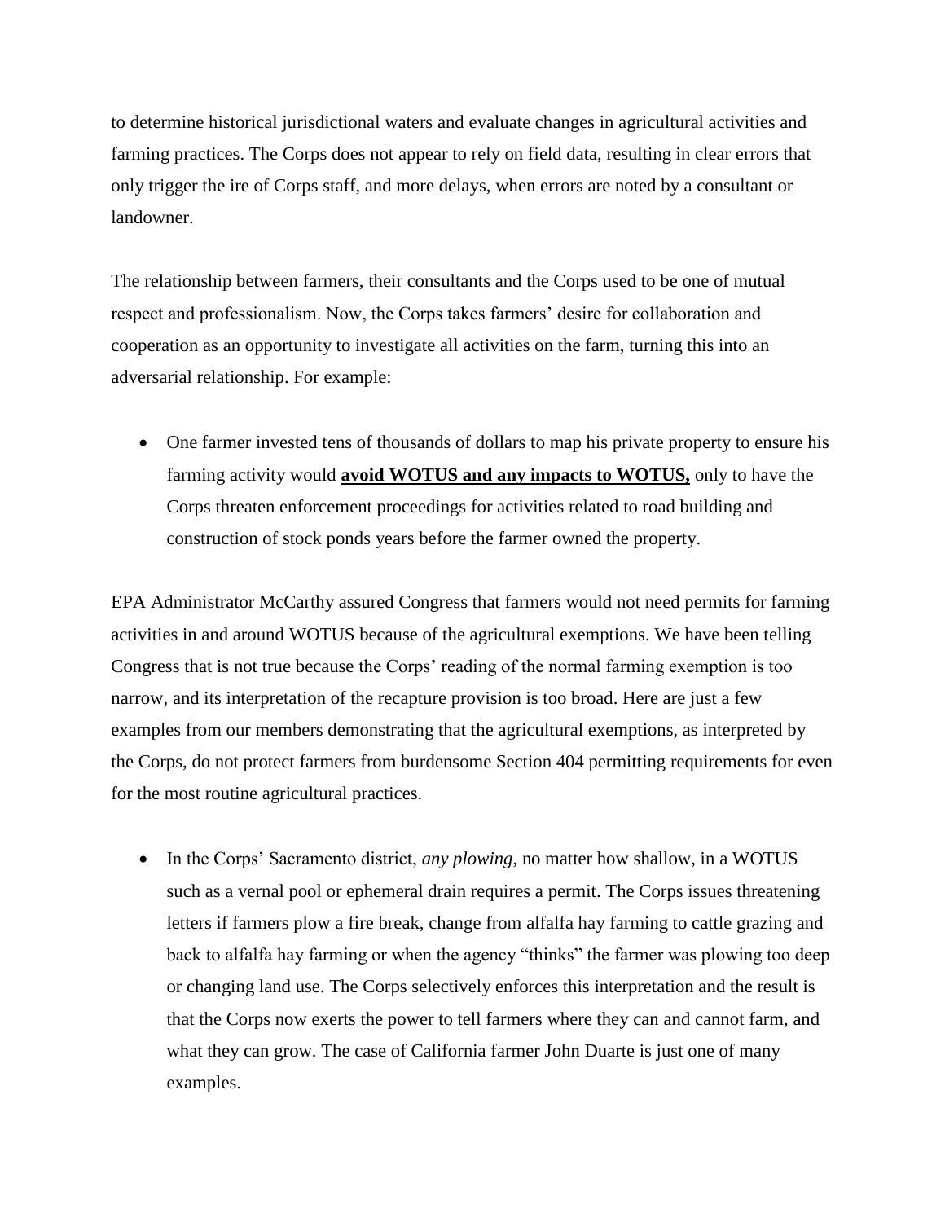to determine historical jurisdictional waters and evaluate changes in agricultural activities and farming practices. The Corps does not appear to rely on field data, resulting in clear errors that only trigger the ire of Corps staff, and more delays, when errors are noted by a consultant or landowner.

The relationship between farmers, their consultants and the Corps used to be one of mutual respect and professionalism. Now, the Corps takes farmers' desire for collaboration and cooperation as an opportunity to investigate all activities on the farm, turning this into an adversarial relationship. For example:

- One farmer invested tens of thousands of dollars to map his private property to ensure his farming activity would **<u>avoid WOTUS and any impacts to WOTUS,</u>** only to have the Corps threaten enforcement proceedings for activities related to road building and construction of stock ponds years before the farmer owned the property.

EPA Administrator McCarthy assured Congress that farmers would not need permits for farming activities in and around WOTUS because of the agricultural exemptions. We have been telling Congress that is not true because the Corps' reading of the normal farming exemption is too narrow, and its interpretation of the recapture provision is too broad. Here are just a few examples from our members demonstrating that the agricultural exemptions, as interpreted by the Corps, do not protect farmers from burdensome Section 404 permitting requirements for even for the most routine agricultural practices.

- In the Corps' Sacramento district, *any plowing*, no matter how shallow, in a WOTUS such as a vernal pool or ephemeral drain requires a permit. The Corps issues threatening letters if farmers plow a fire break, change from alfalfa hay farming to cattle grazing and back to alfalfa hay farming or when the agency "thinks" the farmer was plowing too deep or changing land use. The Corps selectively enforces this interpretation and the result is that the Corps now exerts the power to tell farmers where they can and cannot farm, and what they can grow. The case of California farmer John Duarte is just one of many examples.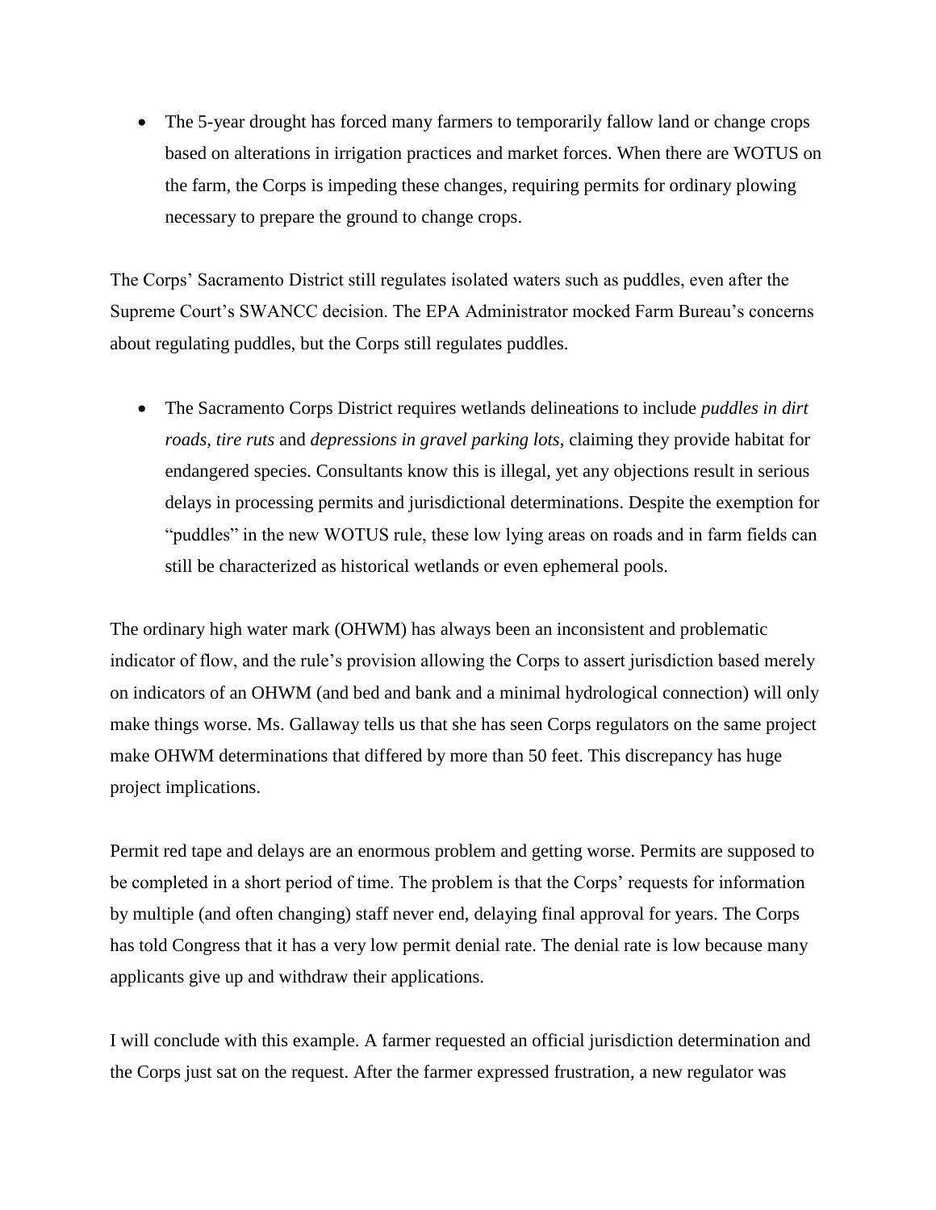- The 5-year drought has forced many farmers to temporarily fallow land or change crops based on alterations in irrigation practices and market forces. When there are WOTUS on the farm, the Corps is impeding these changes, requiring permits for ordinary plowing necessary to prepare the ground to change crops.

The Corps' Sacramento District still regulates isolated waters such as puddles, even after the Supreme Court's SWANCC decision. The EPA Administrator mocked Farm Bureau's concerns about regulating puddles, but the Corps still regulates puddles.

- The Sacramento Corps District requires wetlands delineations to include *puddles in dirt roads*, *tire ruts* and *depressions in gravel parking lots*, claiming they provide habitat for endangered species. Consultants know this is illegal, yet any objections result in serious delays in processing permits and jurisdictional determinations. Despite the exemption for "puddles" in the new WOTUS rule, these low lying areas on roads and in farm fields can still be characterized as historical wetlands or even ephemeral pools.

The ordinary high water mark (OHWM) has always been an inconsistent and problematic indicator of flow, and the rule's provision allowing the Corps to assert jurisdiction based merely on indicators of an OHWM (and bed and bank and a minimal hydrological connection) will only make things worse. Ms. Gallaway tells us that she has seen Corps regulators on the same project make OHWM determinations that differed by more than 50 feet. This discrepancy has huge project implications.

Permit red tape and delays are an enormous problem and getting worse. Permits are supposed to be completed in a short period of time. The problem is that the Corps' requests for information by multiple (and often changing) staff never end, delaying final approval for years. The Corps has told Congress that it has a very low permit denial rate. The denial rate is low because many applicants give up and withdraw their applications.

I will conclude with this example. A farmer requested an official jurisdiction determination and the Corps just sat on the request. After the farmer expressed frustration, a new regulator was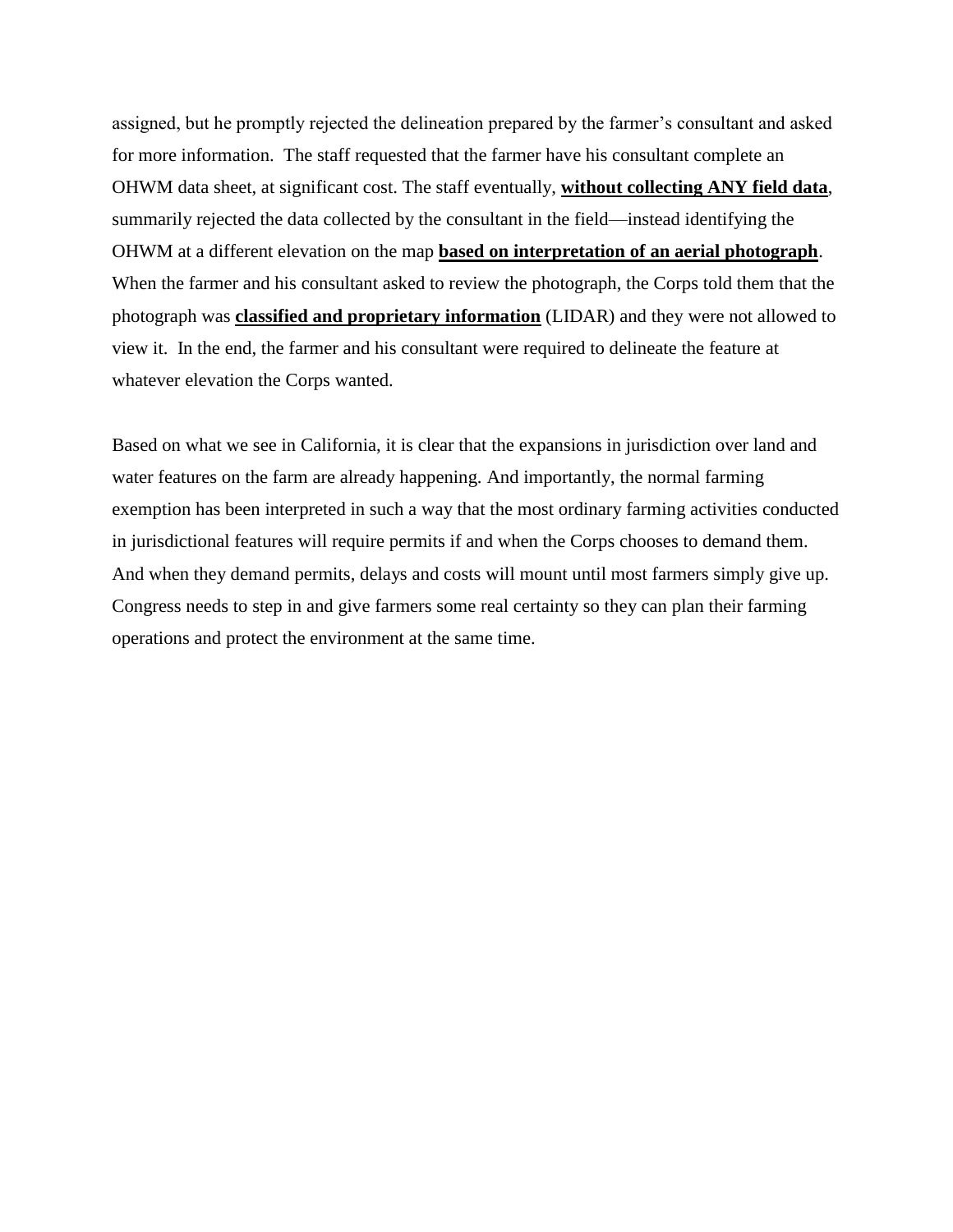assigned, but he promptly rejected the delineation prepared by the farmer's consultant and asked for more information. The staff requested that the farmer have his consultant complete an OHWM data sheet, at significant cost. The staff eventually, **without collecting ANY field data**, summarily rejected the data collected by the consultant in the field—instead identifying the OHWM at a different elevation on the map **based on interpretation of an aerial photograph**. When the farmer and his consultant asked to review the photograph, the Corps told them that the photograph was **classified and proprietary information** (LIDAR) and they were not allowed to view it. In the end, the farmer and his consultant were required to delineate the feature at whatever elevation the Corps wanted.

Based on what we see in California, it is clear that the expansions in jurisdiction over land and water features on the farm are already happening. And importantly, the normal farming exemption has been interpreted in such a way that the most ordinary farming activities conducted in jurisdictional features will require permits if and when the Corps chooses to demand them. And when they demand permits, delays and costs will mount until most farmers simply give up. Congress needs to step in and give farmers some real certainty so they can plan their farming operations and protect the environment at the same time.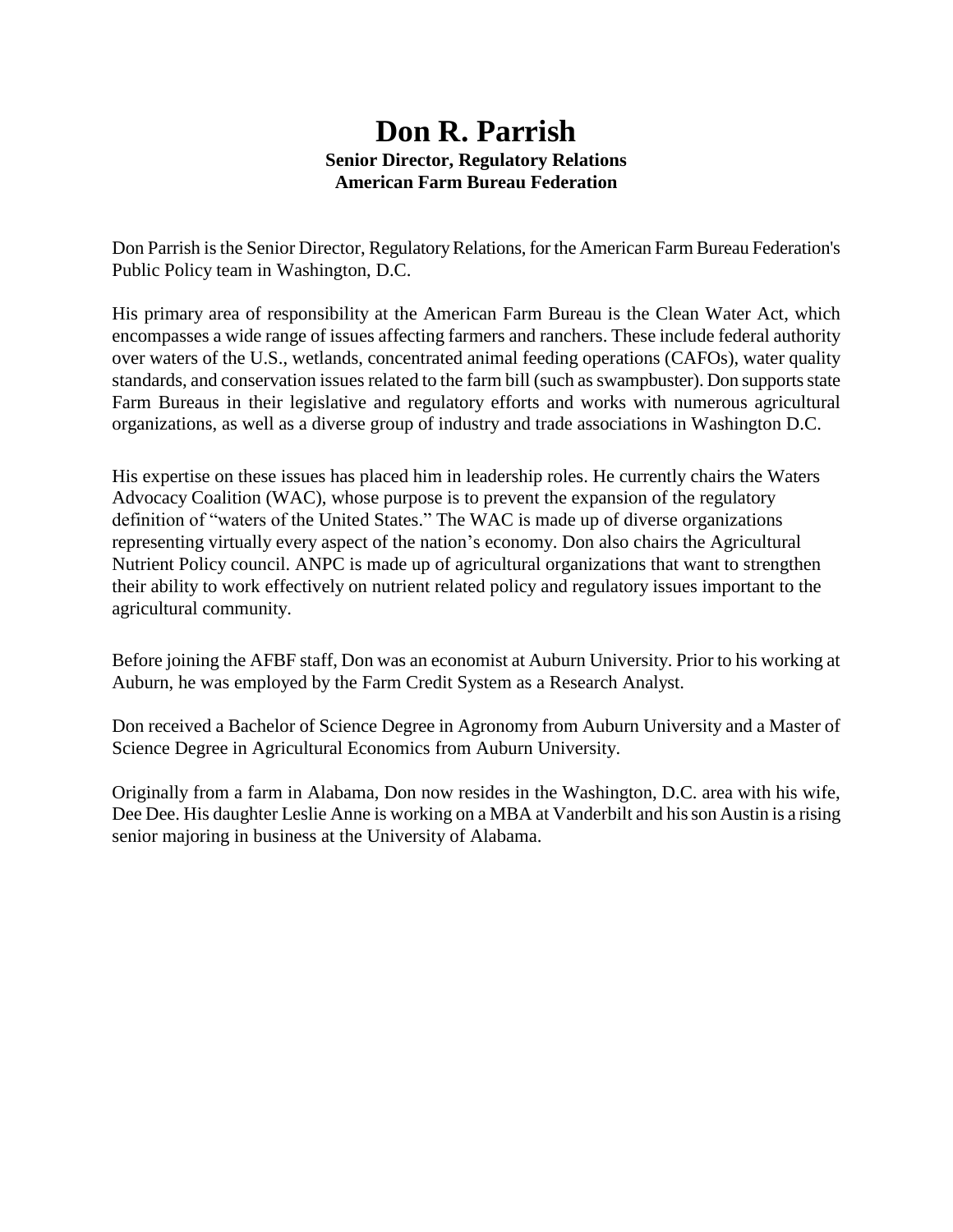# Don R. Parrish

**Senior Director, Regulatory Relations**
**American Farm Bureau Federation**

Don Parrish is the Senior Director, Regulatory Relations, for the American Farm Bureau Federation's Public Policy team in Washington, D.C.

His primary area of responsibility at the American Farm Bureau is the Clean Water Act, which encompasses a wide range of issues affecting farmers and ranchers. These include federal authority over waters of the U.S., wetlands, concentrated animal feeding operations (CAFOs), water quality standards, and conservation issues related to the farm bill (such as swampbuster). Don supports state Farm Bureaus in their legislative and regulatory efforts and works with numerous agricultural organizations, as well as a diverse group of industry and trade associations in Washington D.C.

His expertise on these issues has placed him in leadership roles. He currently chairs the Waters Advocacy Coalition (WAC), whose purpose is to prevent the expansion of the regulatory definition of "waters of the United States." The WAC is made up of diverse organizations representing virtually every aspect of the nation's economy. Don also chairs the Agricultural Nutrient Policy council. ANPC is made up of agricultural organizations that want to strengthen their ability to work effectively on nutrient related policy and regulatory issues important to the agricultural community.

Before joining the AFBF staff, Don was an economist at Auburn University. Prior to his working at Auburn, he was employed by the Farm Credit System as a Research Analyst.

Don received a Bachelor of Science Degree in Agronomy from Auburn University and a Master of Science Degree in Agricultural Economics from Auburn University.

Originally from a farm in Alabama, Don now resides in the Washington, D.C. area with his wife, Dee Dee. His daughter Leslie Anne is working on a MBA at Vanderbilt and his son Austin is a rising senior majoring in business at the University of Alabama.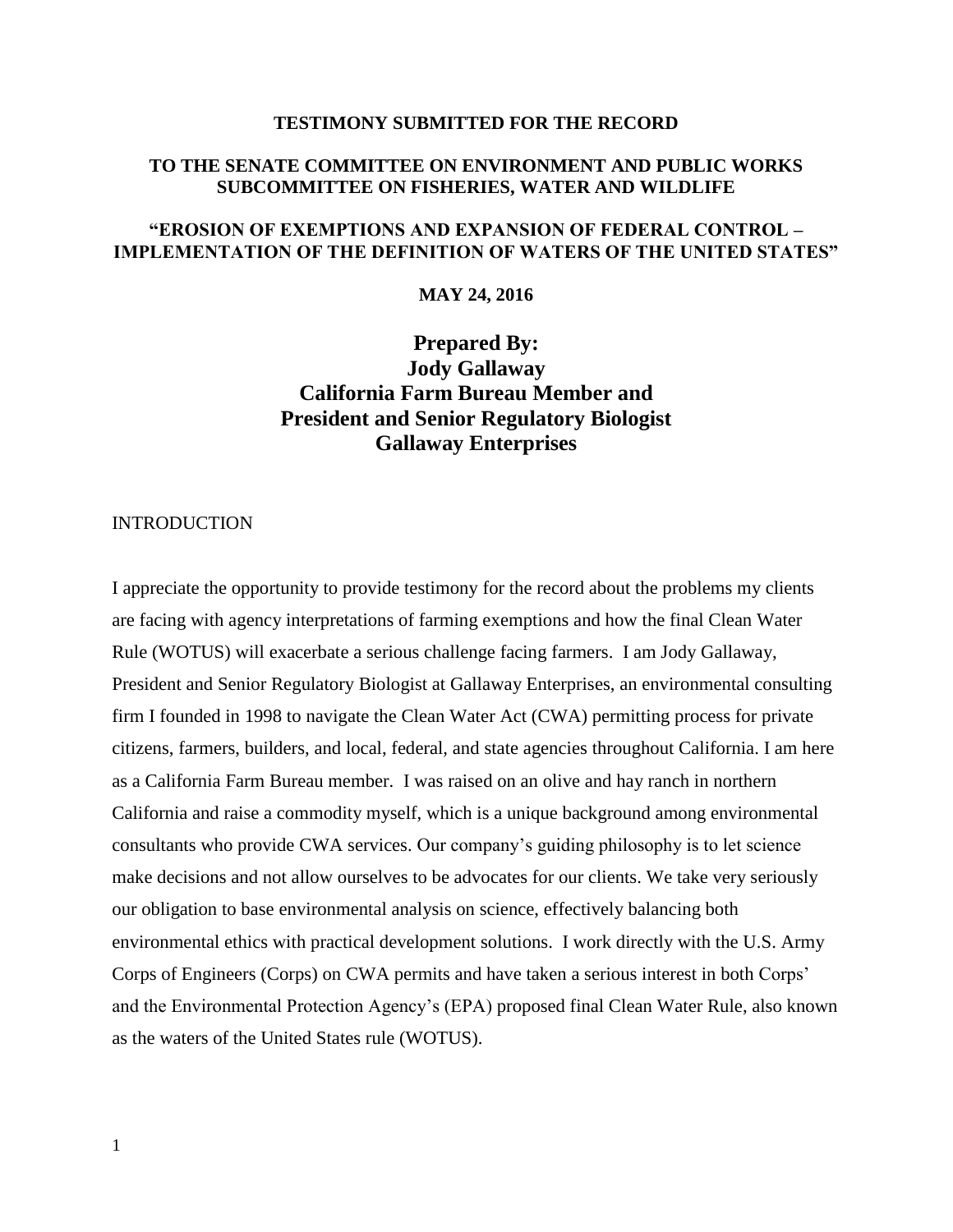**TESTIMONY SUBMITTED FOR THE RECORD**

**TO THE SENATE COMMITTEE ON ENVIRONMENT AND PUBLIC WORKS SUBCOMMITTEE ON FISHERIES, WATER AND WILDLIFE**

**"EROSION OF EXEMPTIONS AND EXPANSION OF FEDERAL CONTROL – IMPLEMENTATION OF THE DEFINITION OF WATERS OF THE UNITED STATES"**

**MAY 24, 2016**

**Prepared By:**
**Jody Gallaway**
**California Farm Bureau Member and**
**President and Senior Regulatory Biologist**
**Gallaway Enterprises**

## INTRODUCTION

I appreciate the opportunity to provide testimony for the record about the problems my clients are facing with agency interpretations of farming exemptions and how the final Clean Water Rule (WOTUS) will exacerbate a serious challenge facing farmers. I am Jody Gallaway, President and Senior Regulatory Biologist at Gallaway Enterprises, an environmental consulting firm I founded in 1998 to navigate the Clean Water Act (CWA) permitting process for private citizens, farmers, builders, and local, federal, and state agencies throughout California. I am here as a California Farm Bureau member. I was raised on an olive and hay ranch in northern California and raise a commodity myself, which is a unique background among environmental consultants who provide CWA services. Our company's guiding philosophy is to let science make decisions and not allow ourselves to be advocates for our clients. We take very seriously our obligation to base environmental analysis on science, effectively balancing both environmental ethics with practical development solutions. I work directly with the U.S. Army Corps of Engineers (Corps) on CWA permits and have taken a serious interest in both Corps' and the Environmental Protection Agency's (EPA) proposed final Clean Water Rule, also known as the waters of the United States rule (WOTUS).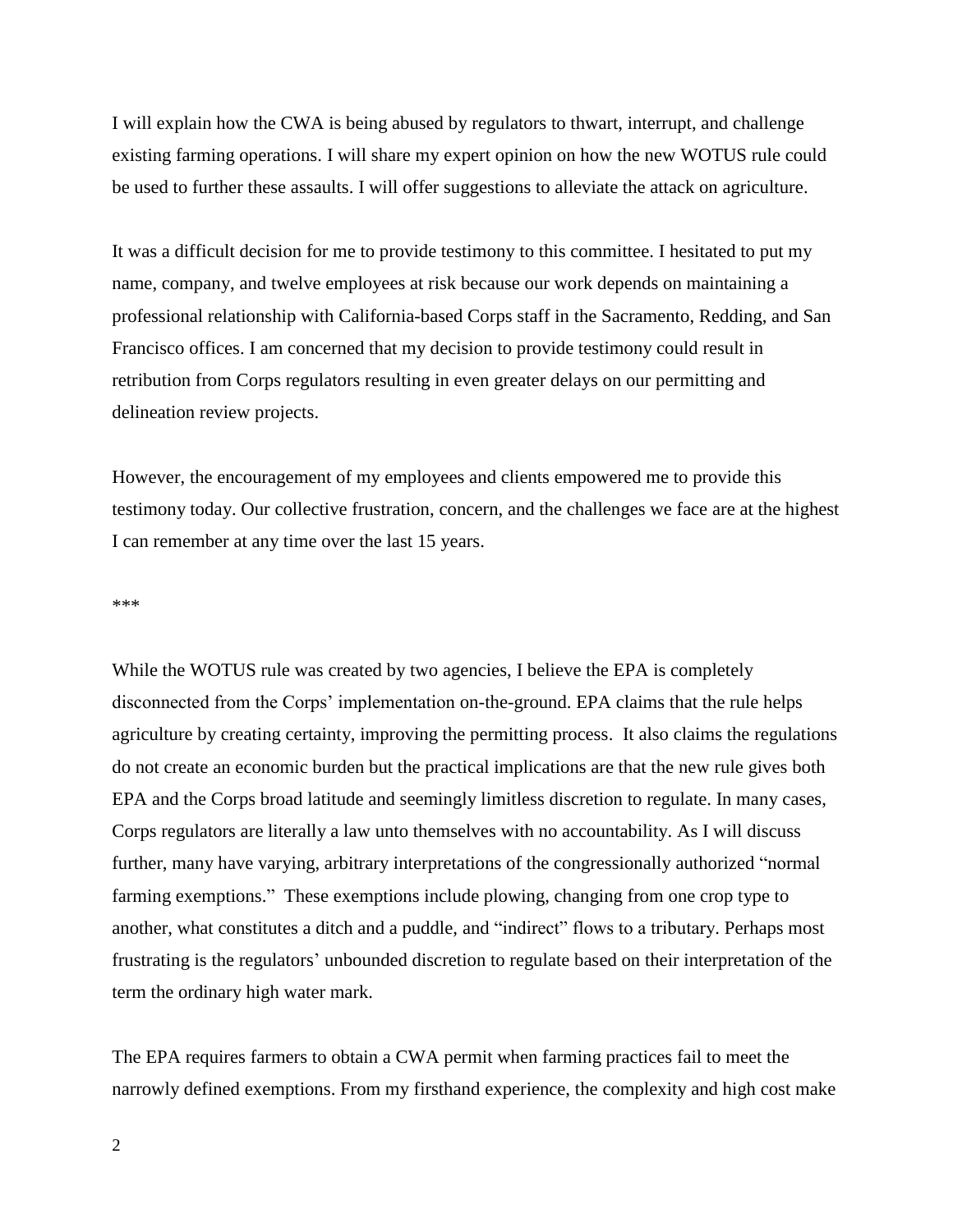I will explain how the CWA is being abused by regulators to thwart, interrupt, and challenge existing farming operations. I will share my expert opinion on how the new WOTUS rule could be used to further these assaults. I will offer suggestions to alleviate the attack on agriculture.

It was a difficult decision for me to provide testimony to this committee. I hesitated to put my name, company, and twelve employees at risk because our work depends on maintaining a professional relationship with California-based Corps staff in the Sacramento, Redding, and San Francisco offices. I am concerned that my decision to provide testimony could result in retribution from Corps regulators resulting in even greater delays on our permitting and delineation review projects.

However, the encouragement of my employees and clients empowered me to provide this testimony today. Our collective frustration, concern, and the challenges we face are at the highest I can remember at any time over the last 15 years.

***

While the WOTUS rule was created by two agencies, I believe the EPA is completely disconnected from the Corps' implementation on-the-ground. EPA claims that the rule helps agriculture by creating certainty, improving the permitting process. It also claims the regulations do not create an economic burden but the practical implications are that the new rule gives both EPA and the Corps broad latitude and seemingly limitless discretion to regulate. In many cases, Corps regulators are literally a law unto themselves with no accountability. As I will discuss further, many have varying, arbitrary interpretations of the congressionally authorized "normal farming exemptions." These exemptions include plowing, changing from one crop type to another, what constitutes a ditch and a puddle, and "indirect" flows to a tributary. Perhaps most frustrating is the regulators' unbounded discretion to regulate based on their interpretation of the term the ordinary high water mark.

The EPA requires farmers to obtain a CWA permit when farming practices fail to meet the narrowly defined exemptions. From my firsthand experience, the complexity and high cost make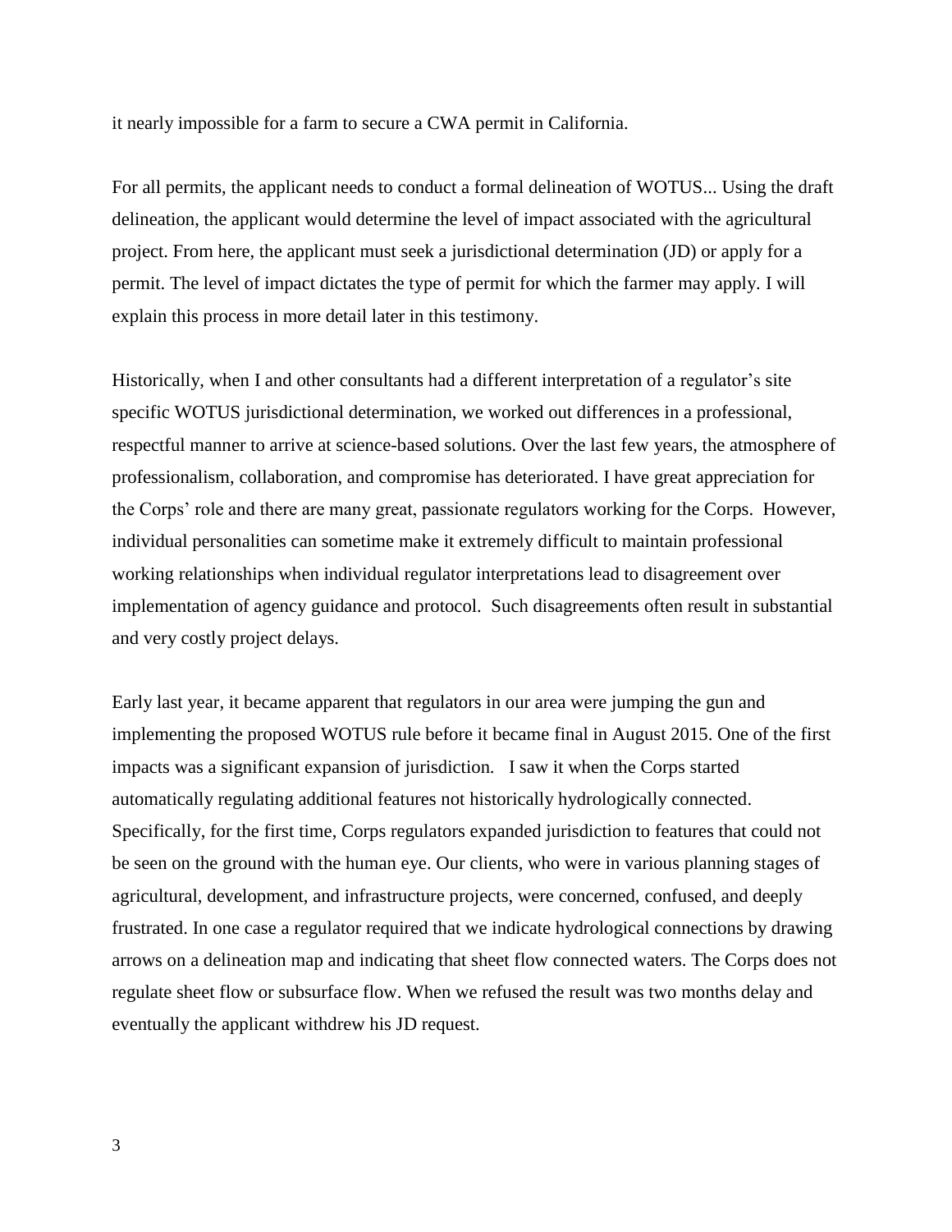it nearly impossible for a farm to secure a CWA permit in California.

For all permits, the applicant needs to conduct a formal delineation of WOTUS... Using the draft delineation, the applicant would determine the level of impact associated with the agricultural project. From here, the applicant must seek a jurisdictional determination (JD) or apply for a permit. The level of impact dictates the type of permit for which the farmer may apply. I will explain this process in more detail later in this testimony.

Historically, when I and other consultants had a different interpretation of a regulator's site specific WOTUS jurisdictional determination, we worked out differences in a professional, respectful manner to arrive at science-based solutions. Over the last few years, the atmosphere of professionalism, collaboration, and compromise has deteriorated. I have great appreciation for the Corps' role and there are many great, passionate regulators working for the Corps. However, individual personalities can sometime make it extremely difficult to maintain professional working relationships when individual regulator interpretations lead to disagreement over implementation of agency guidance and protocol. Such disagreements often result in substantial and very costly project delays.

Early last year, it became apparent that regulators in our area were jumping the gun and implementing the proposed WOTUS rule before it became final in August 2015. One of the first impacts was a significant expansion of jurisdiction. I saw it when the Corps started automatically regulating additional features not historically hydrologically connected. Specifically, for the first time, Corps regulators expanded jurisdiction to features that could not be seen on the ground with the human eye. Our clients, who were in various planning stages of agricultural, development, and infrastructure projects, were concerned, confused, and deeply frustrated. In one case a regulator required that we indicate hydrological connections by drawing arrows on a delineation map and indicating that sheet flow connected waters. The Corps does not regulate sheet flow or subsurface flow. When we refused the result was two months delay and eventually the applicant withdrew his JD request.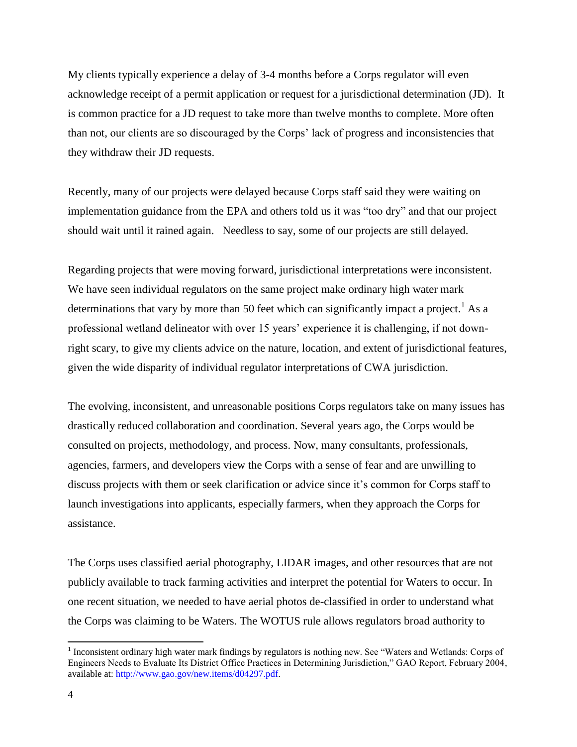My clients typically experience a delay of 3-4 months before a Corps regulator will even acknowledge receipt of a permit application or request for a jurisdictional determination (JD). It is common practice for a JD request to take more than twelve months to complete. More often than not, our clients are so discouraged by the Corps' lack of progress and inconsistencies that they withdraw their JD requests.

Recently, many of our projects were delayed because Corps staff said they were waiting on implementation guidance from the EPA and others told us it was "too dry" and that our project should wait until it rained again. Needless to say, some of our projects are still delayed.

Regarding projects that were moving forward, jurisdictional interpretations were inconsistent. We have seen individual regulators on the same project make ordinary high water mark determinations that vary by more than 50 feet which can significantly impact a project.[1] As a professional wetland delineator with over 15 years' experience it is challenging, if not down-right scary, to give my clients advice on the nature, location, and extent of jurisdictional features, given the wide disparity of individual regulator interpretations of CWA jurisdiction.

The evolving, inconsistent, and unreasonable positions Corps regulators take on many issues has drastically reduced collaboration and coordination. Several years ago, the Corps would be consulted on projects, methodology, and process. Now, many consultants, professionals, agencies, farmers, and developers view the Corps with a sense of fear and are unwilling to discuss projects with them or seek clarification or advice since it's common for Corps staff to launch investigations into applicants, especially farmers, when they approach the Corps for assistance.

The Corps uses classified aerial photography, LIDAR images, and other resources that are not publicly available to track farming activities and interpret the potential for Waters to occur. In one recent situation, we needed to have aerial photos de-classified in order to understand what the Corps was claiming to be Waters. The WOTUS rule allows regulators broad authority to

---

[1] Inconsistent ordinary high water mark findings by regulators is nothing new. See "Waters and Wetlands: Corps of Engineers Needs to Evaluate Its District Office Practices in Determining Jurisdiction," GAO Report, February 2004, available at: http://www.gao.gov/new.items/d04297.pdf.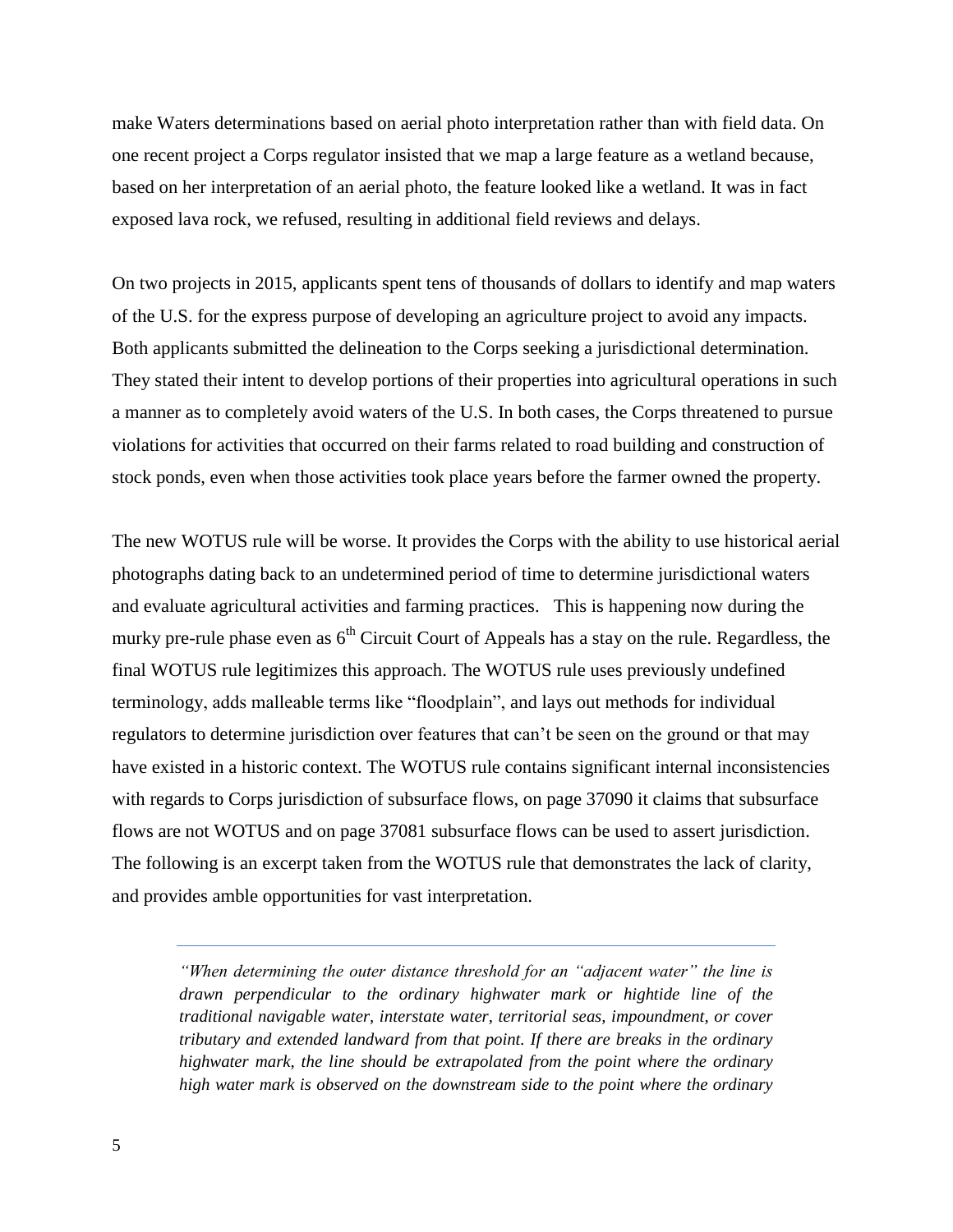make Waters determinations based on aerial photo interpretation rather than with field data. On one recent project a Corps regulator insisted that we map a large feature as a wetland because, based on her interpretation of an aerial photo, the feature looked like a wetland. It was in fact exposed lava rock, we refused, resulting in additional field reviews and delays.

On two projects in 2015, applicants spent tens of thousands of dollars to identify and map waters of the U.S. for the express purpose of developing an agriculture project to avoid any impacts. Both applicants submitted the delineation to the Corps seeking a jurisdictional determination. They stated their intent to develop portions of their properties into agricultural operations in such a manner as to completely avoid waters of the U.S. In both cases, the Corps threatened to pursue violations for activities that occurred on their farms related to road building and construction of stock ponds, even when those activities took place years before the farmer owned the property.

The new WOTUS rule will be worse. It provides the Corps with the ability to use historical aerial photographs dating back to an undetermined period of time to determine jurisdictional waters and evaluate agricultural activities and farming practices. This is happening now during the murky pre-rule phase even as 6th Circuit Court of Appeals has a stay on the rule. Regardless, the final WOTUS rule legitimizes this approach. The WOTUS rule uses previously undefined terminology, adds malleable terms like "floodplain", and lays out methods for individual regulators to determine jurisdiction over features that can't be seen on the ground or that may have existed in a historic context. The WOTUS rule contains significant internal inconsistencies with regards to Corps jurisdiction of subsurface flows, on page 37090 it claims that subsurface flows are not WOTUS and on page 37081 subsurface flows can be used to assert jurisdiction. The following is an excerpt taken from the WOTUS rule that demonstrates the lack of clarity, and provides amble opportunities for vast interpretation.

---

> *"When determining the outer distance threshold for an "adjacent water" the line is drawn perpendicular to the ordinary highwater mark or hightide line of the traditional navigable water, interstate water, territorial seas, impoundment, or cover tributary and extended landward from that point. If there are breaks in the ordinary highwater mark, the line should be extrapolated from the point where the ordinary high water mark is observed on the downstream side to the point where the ordinary*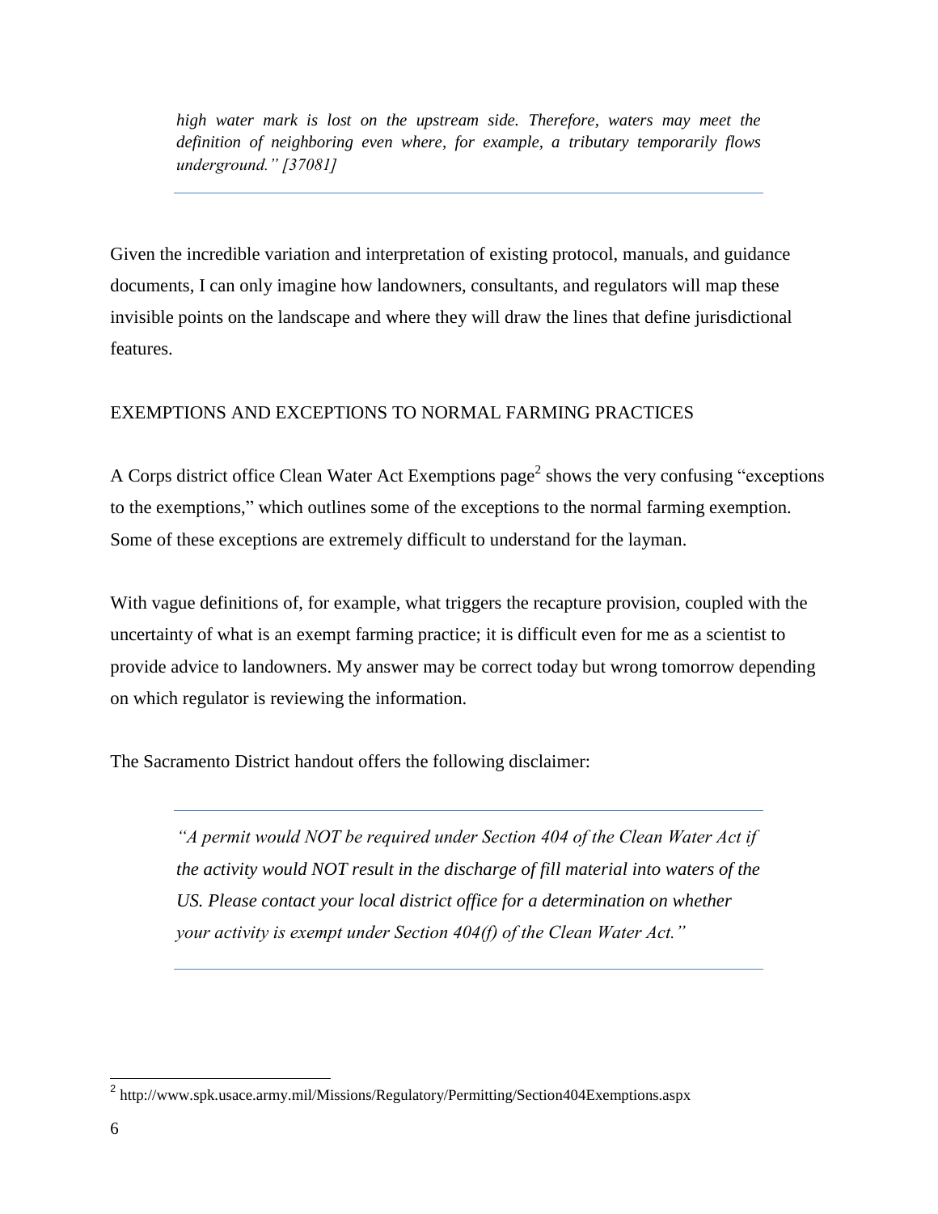> *high water mark is lost on the upstream side. Therefore, waters may meet the definition of neighboring even where, for example, a tributary temporarily flows underground.” [37081]*

Given the incredible variation and interpretation of existing protocol, manuals, and guidance documents, I can only imagine how landowners, consultants, and regulators will map these invisible points on the landscape and where they will draw the lines that define jurisdictional features.

## EXEMPTIONS AND EXCEPTIONS TO NORMAL FARMING PRACTICES

A Corps district office Clean Water Act Exemptions page[2] shows the very confusing “exceptions to the exemptions,” which outlines some of the exceptions to the normal farming exemption. Some of these exceptions are extremely difficult to understand for the layman.

With vague definitions of, for example, what triggers the recapture provision, coupled with the uncertainty of what is an exempt farming practice; it is difficult even for me as a scientist to provide advice to landowners. My answer may be correct today but wrong tomorrow depending on which regulator is reviewing the information.

The Sacramento District handout offers the following disclaimer:

> *“A permit would NOT be required under Section 404 of the Clean Water Act if the activity would NOT result in the discharge of fill material into waters of the US. Please contact your local district office for a determination on whether your activity is exempt under Section 404(f) of the Clean Water Act.”*

[2] http://www.spk.usace.army.mil/Missions/Regulatory/Permitting/Section404Exemptions.aspx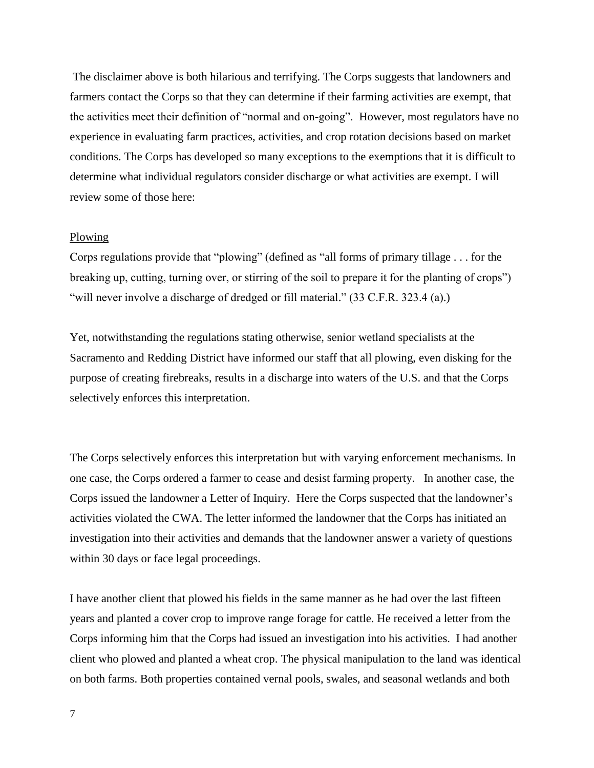The disclaimer above is both hilarious and terrifying. The Corps suggests that landowners and farmers contact the Corps so that they can determine if their farming activities are exempt, that the activities meet their definition of "normal and on-going". However, most regulators have no experience in evaluating farm practices, activities, and crop rotation decisions based on market conditions. The Corps has developed so many exceptions to the exemptions that it is difficult to determine what individual regulators consider discharge or what activities are exempt. I will review some of those here:

Plowing

Corps regulations provide that "plowing" (defined as "all forms of primary tillage . . . for the breaking up, cutting, turning over, or stirring of the soil to prepare it for the planting of crops") "will never involve a discharge of dredged or fill material." (33 C.F.R. 323.4 (a).)

Yet, notwithstanding the regulations stating otherwise, senior wetland specialists at the Sacramento and Redding District have informed our staff that all plowing, even disking for the purpose of creating firebreaks, results in a discharge into waters of the U.S. and that the Corps selectively enforces this interpretation.

The Corps selectively enforces this interpretation but with varying enforcement mechanisms. In one case, the Corps ordered a farmer to cease and desist farming property. In another case, the Corps issued the landowner a Letter of Inquiry. Here the Corps suspected that the landowner's activities violated the CWA. The letter informed the landowner that the Corps has initiated an investigation into their activities and demands that the landowner answer a variety of questions within 30 days or face legal proceedings.

I have another client that plowed his fields in the same manner as he had over the last fifteen years and planted a cover crop to improve range forage for cattle. He received a letter from the Corps informing him that the Corps had issued an investigation into his activities. I had another client who plowed and planted a wheat crop. The physical manipulation to the land was identical on both farms. Both properties contained vernal pools, swales, and seasonal wetlands and both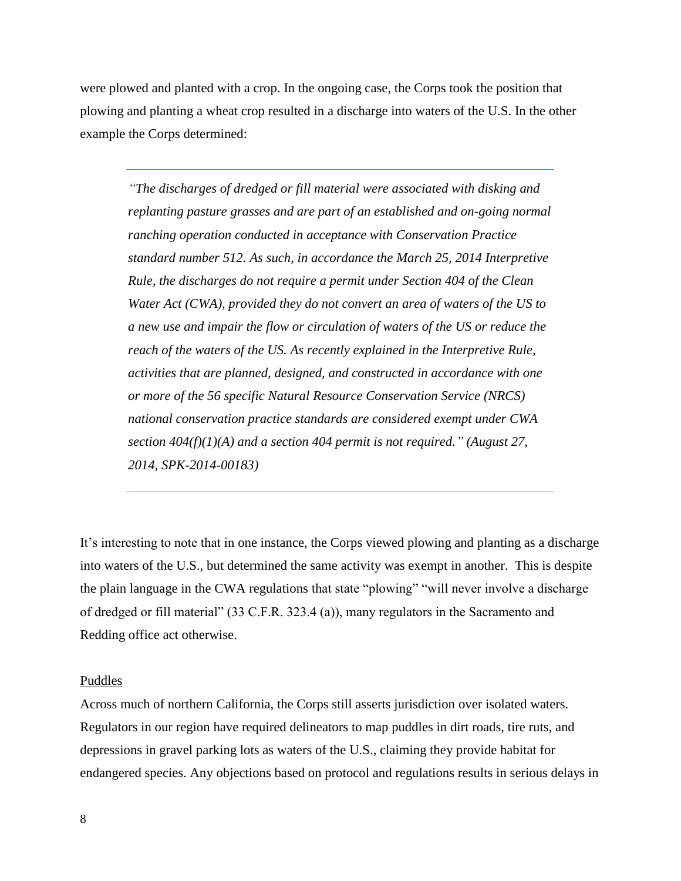were plowed and planted with a crop. In the ongoing case, the Corps took the position that plowing and planting a wheat crop resulted in a discharge into waters of the U.S. In the other example the Corps determined:

> *"The discharges of dredged or fill material were associated with disking and replanting pasture grasses and are part of an established and on-going normal ranching operation conducted in acceptance with Conservation Practice standard number 512. As such, in accordance the March 25, 2014 Interpretive Rule, the discharges do not require a permit under Section 404 of the Clean Water Act (CWA), provided they do not convert an area of waters of the US to a new use and impair the flow or circulation of waters of the US or reduce the reach of the waters of the US. As recently explained in the Interpretive Rule, activities that are planned, designed, and constructed in accordance with one or more of the 56 specific Natural Resource Conservation Service (NRCS) national conservation practice standards are considered exempt under CWA section 404(f)(1)(A) and a section 404 permit is not required." (August 27, 2014, SPK-2014-00183)*

It's interesting to note that in one instance, the Corps viewed plowing and planting as a discharge into waters of the U.S., but determined the same activity was exempt in another. This is despite the plain language in the CWA regulations that state "plowing" "will never involve a discharge of dredged or fill material" (33 C.F.R. 323.4 (a)), many regulators in the Sacramento and Redding office act otherwise.

<u>Puddles</u>

Across much of northern California, the Corps still asserts jurisdiction over isolated waters. Regulators in our region have required delineators to map puddles in dirt roads, tire ruts, and depressions in gravel parking lots as waters of the U.S., claiming they provide habitat for endangered species. Any objections based on protocol and regulations results in serious delays in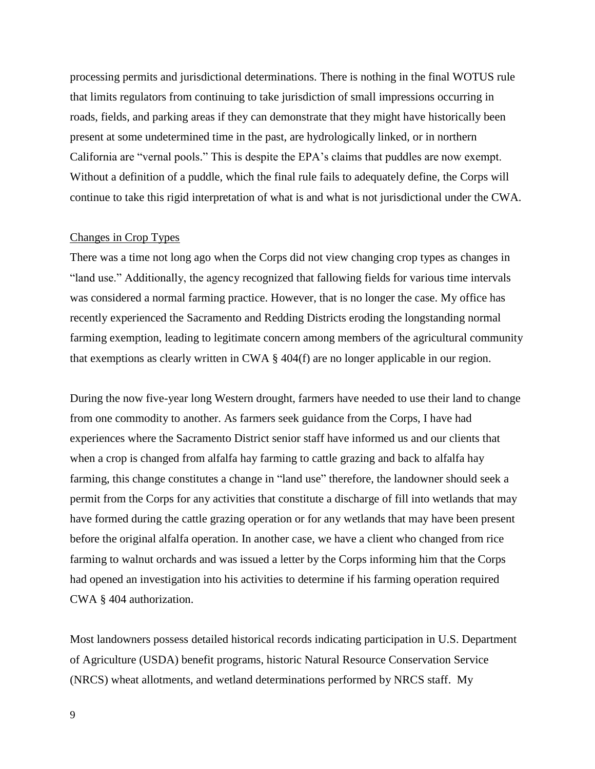processing permits and jurisdictional determinations. There is nothing in the final WOTUS rule that limits regulators from continuing to take jurisdiction of small impressions occurring in roads, fields, and parking areas if they can demonstrate that they might have historically been present at some undetermined time in the past, are hydrologically linked, or in northern California are "vernal pools." This is despite the EPA's claims that puddles are now exempt. Without a definition of a puddle, which the final rule fails to adequately define, the Corps will continue to take this rigid interpretation of what is and what is not jurisdictional under the CWA.

<u>Changes in Crop Types</u>

There was a time not long ago when the Corps did not view changing crop types as changes in "land use." Additionally, the agency recognized that fallowing fields for various time intervals was considered a normal farming practice. However, that is no longer the case. My office has recently experienced the Sacramento and Redding Districts eroding the longstanding normal farming exemption, leading to legitimate concern among members of the agricultural community that exemptions as clearly written in CWA § 404(f) are no longer applicable in our region.

During the now five-year long Western drought, farmers have needed to use their land to change from one commodity to another. As farmers seek guidance from the Corps, I have had experiences where the Sacramento District senior staff have informed us and our clients that when a crop is changed from alfalfa hay farming to cattle grazing and back to alfalfa hay farming, this change constitutes a change in "land use" therefore, the landowner should seek a permit from the Corps for any activities that constitute a discharge of fill into wetlands that may have formed during the cattle grazing operation or for any wetlands that may have been present before the original alfalfa operation. In another case, we have a client who changed from rice farming to walnut orchards and was issued a letter by the Corps informing him that the Corps had opened an investigation into his activities to determine if his farming operation required CWA § 404 authorization.

Most landowners possess detailed historical records indicating participation in U.S. Department of Agriculture (USDA) benefit programs, historic Natural Resource Conservation Service (NRCS) wheat allotments, and wetland determinations performed by NRCS staff. My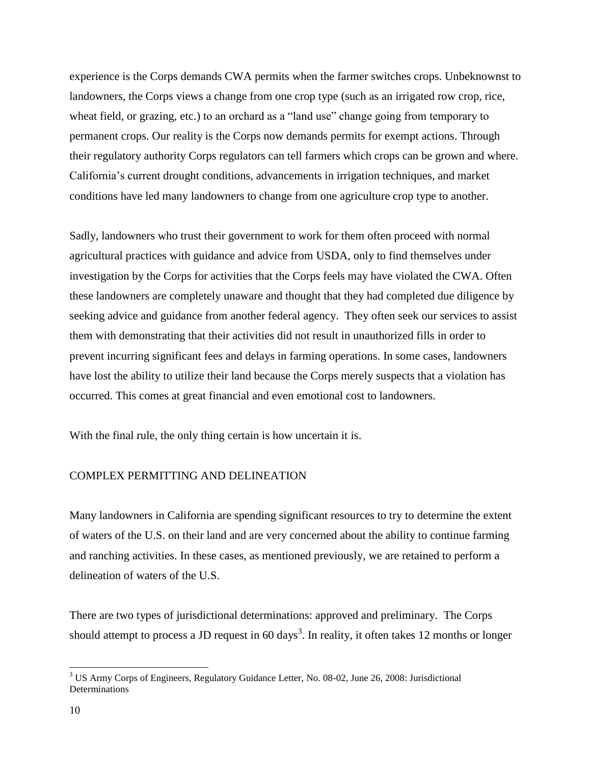experience is the Corps demands CWA permits when the farmer switches crops. Unbeknownst to landowners, the Corps views a change from one crop type (such as an irrigated row crop, rice, wheat field, or grazing, etc.) to an orchard as a "land use" change going from temporary to permanent crops. Our reality is the Corps now demands permits for exempt actions. Through their regulatory authority Corps regulators can tell farmers which crops can be grown and where. California's current drought conditions, advancements in irrigation techniques, and market conditions have led many landowners to change from one agriculture crop type to another.

Sadly, landowners who trust their government to work for them often proceed with normal agricultural practices with guidance and advice from USDA, only to find themselves under investigation by the Corps for activities that the Corps feels may have violated the CWA. Often these landowners are completely unaware and thought that they had completed due diligence by seeking advice and guidance from another federal agency. They often seek our services to assist them with demonstrating that their activities did not result in unauthorized fills in order to prevent incurring significant fees and delays in farming operations. In some cases, landowners have lost the ability to utilize their land because the Corps merely suspects that a violation has occurred. This comes at great financial and even emotional cost to landowners.

With the final rule, the only thing certain is how uncertain it is.

## COMPLEX PERMITTING AND DELINEATION

Many landowners in California are spending significant resources to try to determine the extent of waters of the U.S. on their land and are very concerned about the ability to continue farming and ranching activities. In these cases, as mentioned previously, we are retained to perform a delineation of waters of the U.S.

There are two types of jurisdictional determinations: approved and preliminary. The Corps should attempt to process a JD request in 60 days[3]. In reality, it often takes 12 months or longer

[3] US Army Corps of Engineers, Regulatory Guidance Letter, No. 08-02, June 26, 2008: Jurisdictional Determinations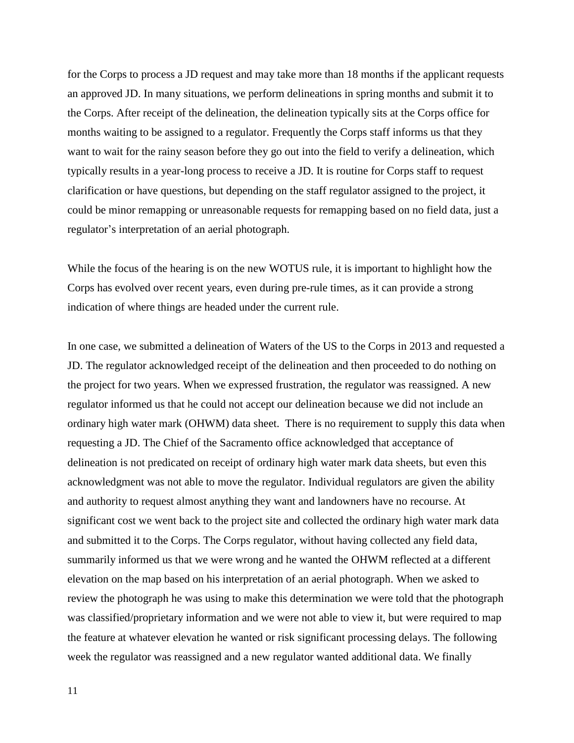for the Corps to process a JD request and may take more than 18 months if the applicant requests an approved JD. In many situations, we perform delineations in spring months and submit it to the Corps. After receipt of the delineation, the delineation typically sits at the Corps office for months waiting to be assigned to a regulator. Frequently the Corps staff informs us that they want to wait for the rainy season before they go out into the field to verify a delineation, which typically results in a year-long process to receive a JD. It is routine for Corps staff to request clarification or have questions, but depending on the staff regulator assigned to the project, it could be minor remapping or unreasonable requests for remapping based on no field data, just a regulator's interpretation of an aerial photograph.

While the focus of the hearing is on the new WOTUS rule, it is important to highlight how the Corps has evolved over recent years, even during pre-rule times, as it can provide a strong indication of where things are headed under the current rule.

In one case, we submitted a delineation of Waters of the US to the Corps in 2013 and requested a JD. The regulator acknowledged receipt of the delineation and then proceeded to do nothing on the project for two years. When we expressed frustration, the regulator was reassigned. A new regulator informed us that he could not accept our delineation because we did not include an ordinary high water mark (OHWM) data sheet. There is no requirement to supply this data when requesting a JD. The Chief of the Sacramento office acknowledged that acceptance of delineation is not predicated on receipt of ordinary high water mark data sheets, but even this acknowledgment was not able to move the regulator. Individual regulators are given the ability and authority to request almost anything they want and landowners have no recourse. At significant cost we went back to the project site and collected the ordinary high water mark data and submitted it to the Corps. The Corps regulator, without having collected any field data, summarily informed us that we were wrong and he wanted the OHWM reflected at a different elevation on the map based on his interpretation of an aerial photograph. When we asked to review the photograph he was using to make this determination we were told that the photograph was classified/proprietary information and we were not able to view it, but were required to map the feature at whatever elevation he wanted or risk significant processing delays. The following week the regulator was reassigned and a new regulator wanted additional data. We finally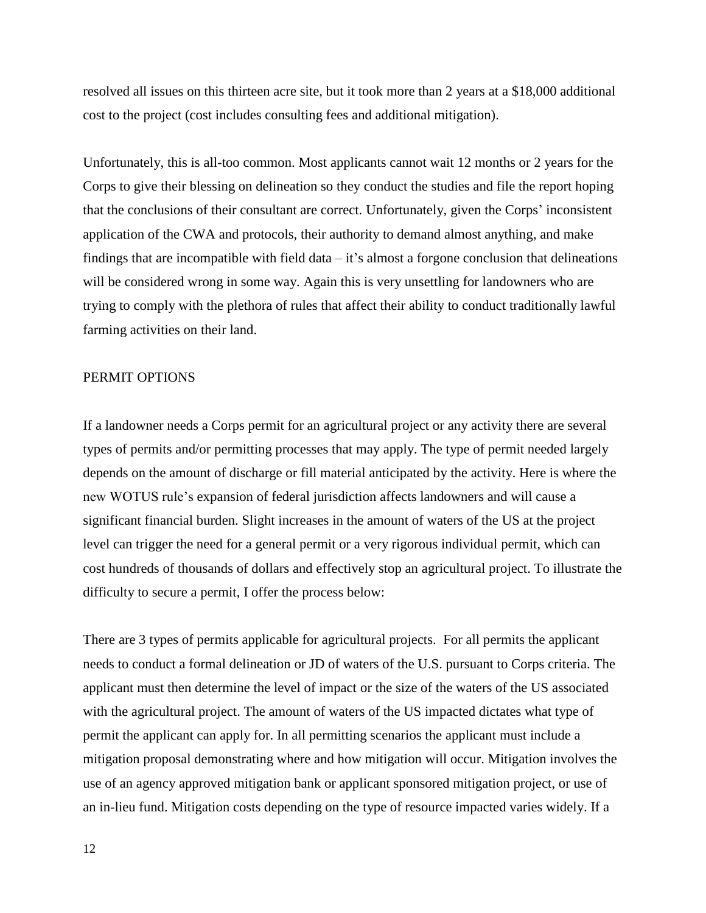resolved all issues on this thirteen acre site, but it took more than 2 years at a $18,000 additional cost to the project (cost includes consulting fees and additional mitigation).

Unfortunately, this is all-too common. Most applicants cannot wait 12 months or 2 years for the Corps to give their blessing on delineation so they conduct the studies and file the report hoping that the conclusions of their consultant are correct. Unfortunately, given the Corps' inconsistent application of the CWA and protocols, their authority to demand almost anything, and make findings that are incompatible with field data – it's almost a forgone conclusion that delineations will be considered wrong in some way. Again this is very unsettling for landowners who are trying to comply with the plethora of rules that affect their ability to conduct traditionally lawful farming activities on their land.

## PERMIT OPTIONS

If a landowner needs a Corps permit for an agricultural project or any activity there are several types of permits and/or permitting processes that may apply. The type of permit needed largely depends on the amount of discharge or fill material anticipated by the activity. Here is where the new WOTUS rule's expansion of federal jurisdiction affects landowners and will cause a significant financial burden. Slight increases in the amount of waters of the US at the project level can trigger the need for a general permit or a very rigorous individual permit, which can cost hundreds of thousands of dollars and effectively stop an agricultural project. To illustrate the difficulty to secure a permit, I offer the process below:

There are 3 types of permits applicable for agricultural projects. For all permits the applicant needs to conduct a formal delineation or JD of waters of the U.S. pursuant to Corps criteria. The applicant must then determine the level of impact or the size of the waters of the US associated with the agricultural project. The amount of waters of the US impacted dictates what type of permit the applicant can apply for. In all permitting scenarios the applicant must include a mitigation proposal demonstrating where and how mitigation will occur. Mitigation involves the use of an agency approved mitigation bank or applicant sponsored mitigation project, or use of an in-lieu fund. Mitigation costs depending on the type of resource impacted varies widely. If a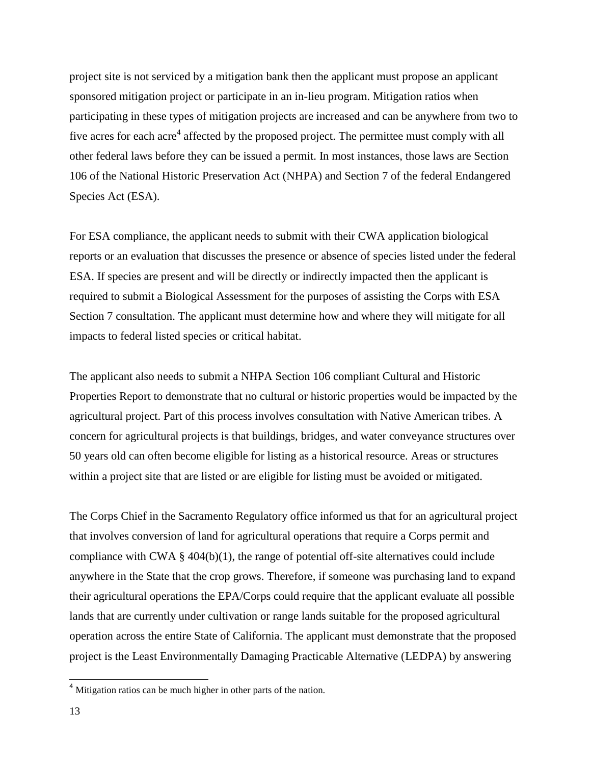project site is not serviced by a mitigation bank then the applicant must propose an applicant sponsored mitigation project or participate in an in-lieu program. Mitigation ratios when participating in these types of mitigation projects are increased and can be anywhere from two to five acres for each acre[4] affected by the proposed project. The permittee must comply with all other federal laws before they can be issued a permit. In most instances, those laws are Section 106 of the National Historic Preservation Act (NHPA) and Section 7 of the federal Endangered Species Act (ESA).

For ESA compliance, the applicant needs to submit with their CWA application biological reports or an evaluation that discusses the presence or absence of species listed under the federal ESA. If species are present and will be directly or indirectly impacted then the applicant is required to submit a Biological Assessment for the purposes of assisting the Corps with ESA Section 7 consultation. The applicant must determine how and where they will mitigate for all impacts to federal listed species or critical habitat.

The applicant also needs to submit a NHPA Section 106 compliant Cultural and Historic Properties Report to demonstrate that no cultural or historic properties would be impacted by the agricultural project. Part of this process involves consultation with Native American tribes. A concern for agricultural projects is that buildings, bridges, and water conveyance structures over 50 years old can often become eligible for listing as a historical resource. Areas or structures within a project site that are listed or are eligible for listing must be avoided or mitigated.

The Corps Chief in the Sacramento Regulatory office informed us that for an agricultural project that involves conversion of land for agricultural operations that require a Corps permit and compliance with CWA § 404(b)(1), the range of potential off-site alternatives could include anywhere in the State that the crop grows. Therefore, if someone was purchasing land to expand their agricultural operations the EPA/Corps could require that the applicant evaluate all possible lands that are currently under cultivation or range lands suitable for the proposed agricultural operation across the entire State of California. The applicant must demonstrate that the proposed project is the Least Environmentally Damaging Practicable Alternative (LEDPA) by answering

[4] Mitigation ratios can be much higher in other parts of the nation.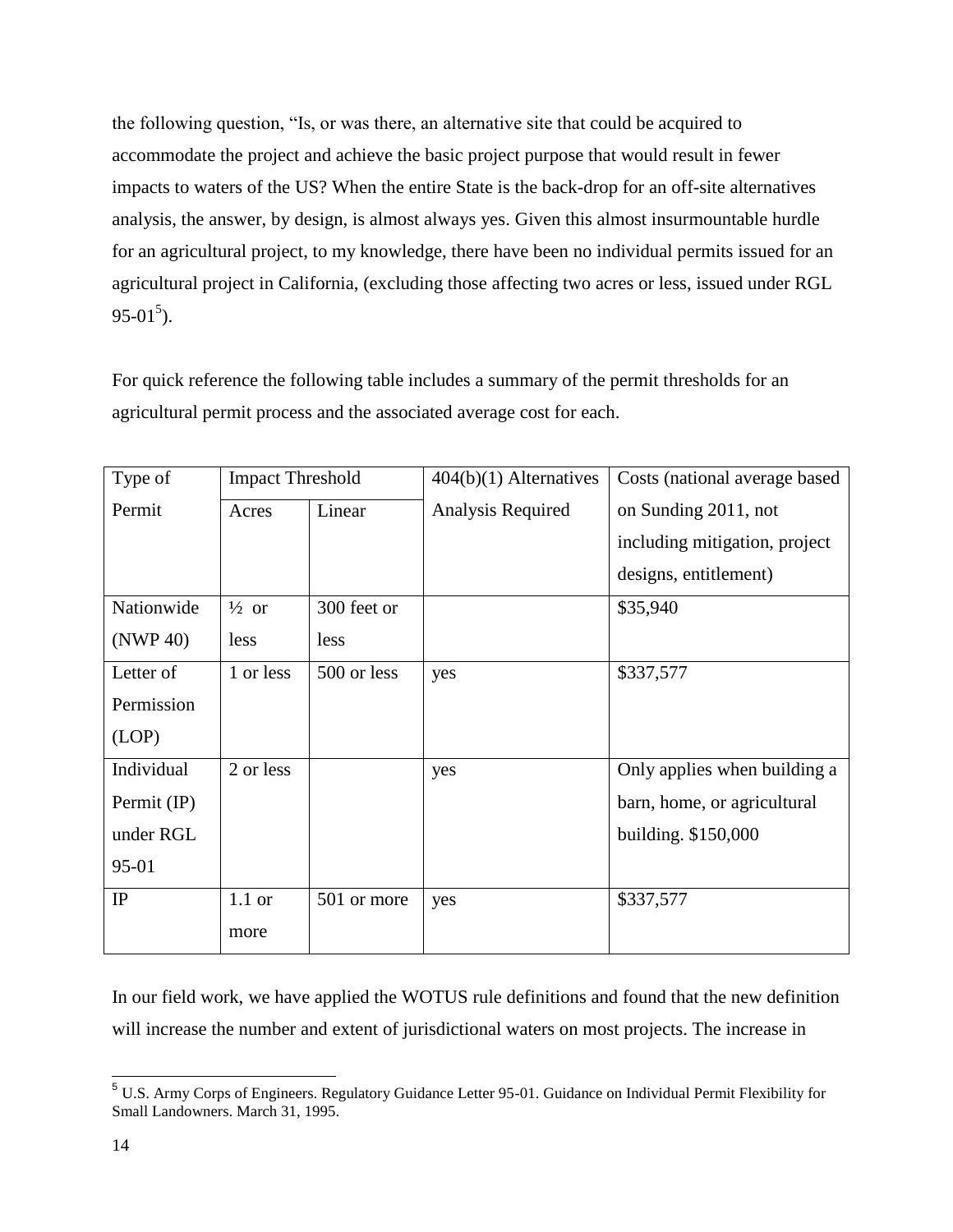the following question, "Is, or was there, an alternative site that could be acquired to accommodate the project and achieve the basic project purpose that would result in fewer impacts to waters of the US? When the entire State is the back-drop for an off-site alternatives analysis, the answer, by design, is almost always yes. Given this almost insurmountable hurdle for an agricultural project, to my knowledge, there have been no individual permits issued for an agricultural project in California, (excluding those affecting two acres or less, issued under RGL 95-01[5]).

For quick reference the following table includes a summary of the permit thresholds for an agricultural permit process and the associated average cost for each.

| Type of Permit | Impact Threshold | | 404(b)(1) Alternatives Analysis Required | Costs (national average based on Sunding 2011, not including mitigation, project designs, entitlement) |
|---|---|---|---|---|
| | Acres | Linear | | |
| Nationwide (NWP 40) | ½ or less | 300 feet or less | | $35,940 |
| Letter of Permission (LOP) | 1 or less | 500 or less | yes | $337,577 |
| Individual Permit (IP) under RGL 95-01 | 2 or less | | yes | Only applies when building a barn, home, or agricultural building. $150,000 |
| IP | 1.1 or more | 501 or more | yes | $337,577 |

In our field work, we have applied the WOTUS rule definitions and found that the new definition will increase the number and extent of jurisdictional waters on most projects. The increase in

[5] U.S. Army Corps of Engineers. Regulatory Guidance Letter 95-01. Guidance on Individual Permit Flexibility for Small Landowners. March 31, 1995.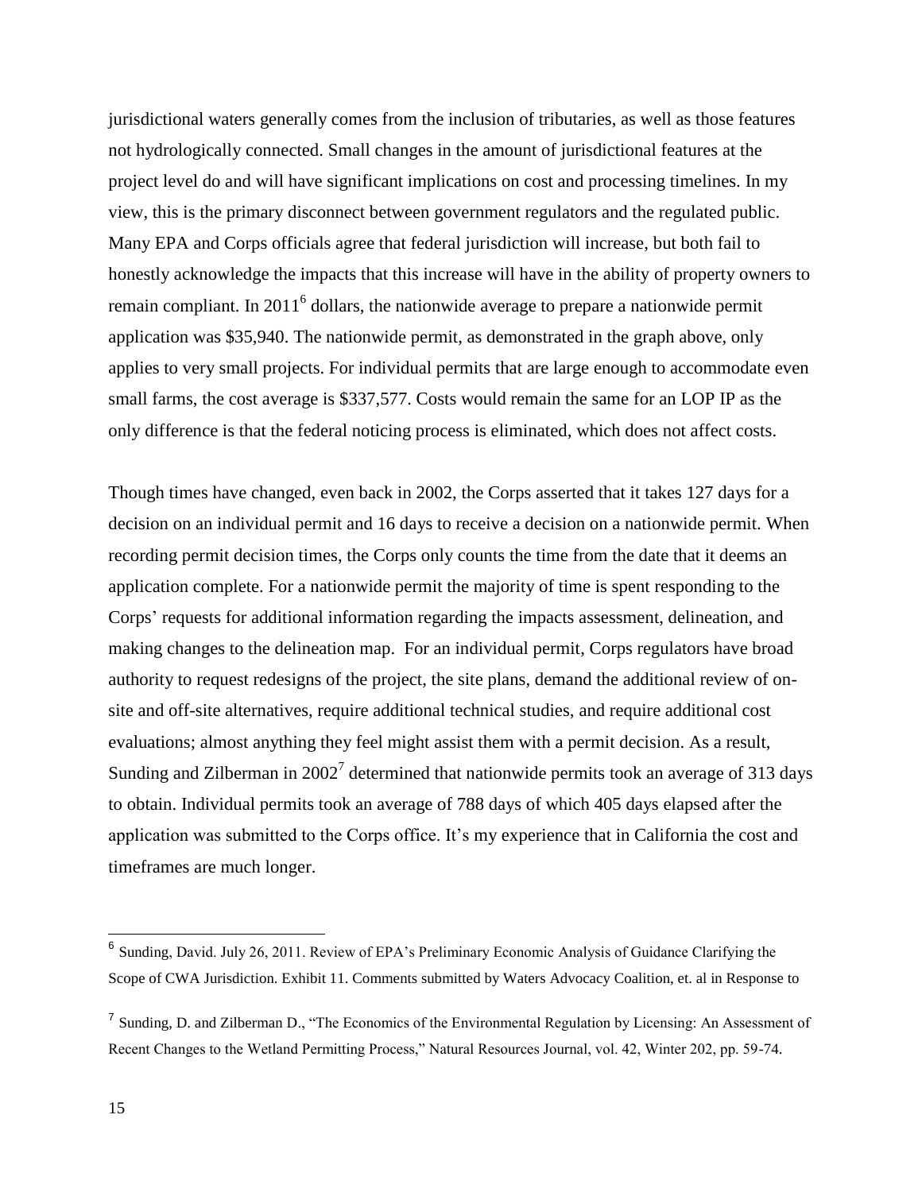jurisdictional waters generally comes from the inclusion of tributaries, as well as those features not hydrologically connected. Small changes in the amount of jurisdictional features at the project level do and will have significant implications on cost and processing timelines. In my view, this is the primary disconnect between government regulators and the regulated public. Many EPA and Corps officials agree that federal jurisdiction will increase, but both fail to honestly acknowledge the impacts that this increase will have in the ability of property owners to remain compliant. In 2011[6] dollars, the nationwide average to prepare a nationwide permit application was $35,940. The nationwide permit, as demonstrated in the graph above, only applies to very small projects. For individual permits that are large enough to accommodate even small farms, the cost average is $337,577. Costs would remain the same for an LOP IP as the only difference is that the federal noticing process is eliminated, which does not affect costs.

Though times have changed, even back in 2002, the Corps asserted that it takes 127 days for a decision on an individual permit and 16 days to receive a decision on a nationwide permit. When recording permit decision times, the Corps only counts the time from the date that it deems an application complete. For a nationwide permit the majority of time is spent responding to the Corps' requests for additional information regarding the impacts assessment, delineation, and making changes to the delineation map. For an individual permit, Corps regulators have broad authority to request redesigns of the project, the site plans, demand the additional review of on-site and off-site alternatives, require additional technical studies, and require additional cost evaluations; almost anything they feel might assist them with a permit decision. As a result, Sunding and Zilberman in 2002[7] determined that nationwide permits took an average of 313 days to obtain. Individual permits took an average of 788 days of which 405 days elapsed after the application was submitted to the Corps office. It's my experience that in California the cost and timeframes are much longer.

---

[6] Sunding, David. July 26, 2011. Review of EPA's Preliminary Economic Analysis of Guidance Clarifying the Scope of CWA Jurisdiction. Exhibit 11. Comments submitted by Waters Advocacy Coalition, et. al in Response to

[7] Sunding, D. and Zilberman D., "The Economics of the Environmental Regulation by Licensing: An Assessment of Recent Changes to the Wetland Permitting Process," Natural Resources Journal, vol. 42, Winter 202, pp. 59-74.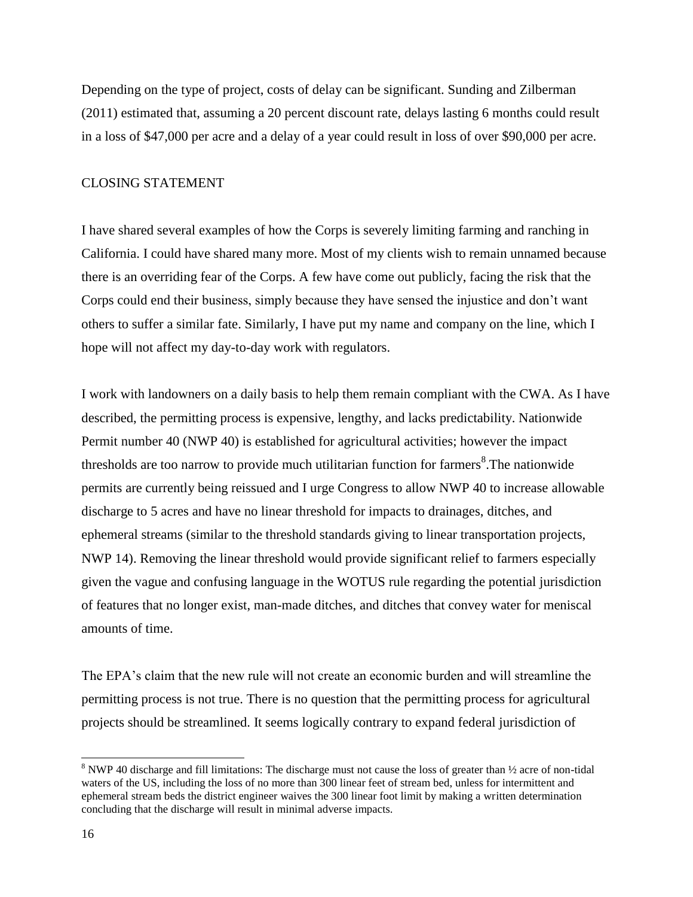Depending on the type of project, costs of delay can be significant. Sunding and Zilberman (2011) estimated that, assuming a 20 percent discount rate, delays lasting 6 months could result in a loss of $47,000 per acre and a delay of a year could result in loss of over $90,000 per acre.

## CLOSING STATEMENT

I have shared several examples of how the Corps is severely limiting farming and ranching in California. I could have shared many more. Most of my clients wish to remain unnamed because there is an overriding fear of the Corps. A few have come out publicly, facing the risk that the Corps could end their business, simply because they have sensed the injustice and don't want others to suffer a similar fate. Similarly, I have put my name and company on the line, which I hope will not affect my day-to-day work with regulators.

I work with landowners on a daily basis to help them remain compliant with the CWA. As I have described, the permitting process is expensive, lengthy, and lacks predictability. Nationwide Permit number 40 (NWP 40) is established for agricultural activities; however the impact thresholds are too narrow to provide much utilitarian function for farmers[8].The nationwide permits are currently being reissued and I urge Congress to allow NWP 40 to increase allowable discharge to 5 acres and have no linear threshold for impacts to drainages, ditches, and ephemeral streams (similar to the threshold standards giving to linear transportation projects, NWP 14). Removing the linear threshold would provide significant relief to farmers especially given the vague and confusing language in the WOTUS rule regarding the potential jurisdiction of features that no longer exist, man-made ditches, and ditches that convey water for meniscal amounts of time.

The EPA's claim that the new rule will not create an economic burden and will streamline the permitting process is not true. There is no question that the permitting process for agricultural projects should be streamlined. It seems logically contrary to expand federal jurisdiction of

---

[8] NWP 40 discharge and fill limitations: The discharge must not cause the loss of greater than ½ acre of non-tidal waters of the US, including the loss of no more than 300 linear feet of stream bed, unless for intermittent and ephemeral stream beds the district engineer waives the 300 linear foot limit by making a written determination concluding that the discharge will result in minimal adverse impacts.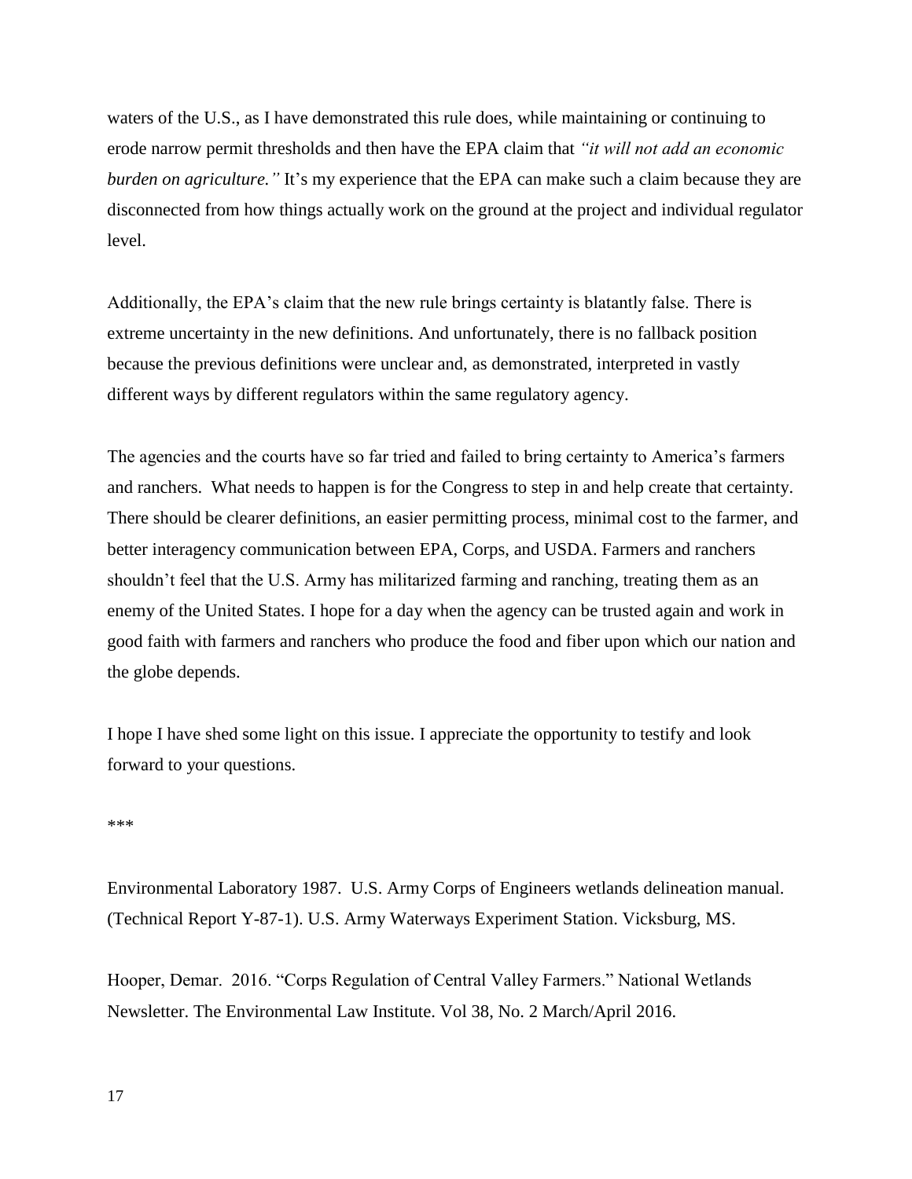waters of the U.S., as I have demonstrated this rule does, while maintaining or continuing to erode narrow permit thresholds and then have the EPA claim that *"it will not add an economic burden on agriculture."* It's my experience that the EPA can make such a claim because they are disconnected from how things actually work on the ground at the project and individual regulator level.

Additionally, the EPA's claim that the new rule brings certainty is blatantly false. There is extreme uncertainty in the new definitions. And unfortunately, there is no fallback position because the previous definitions were unclear and, as demonstrated, interpreted in vastly different ways by different regulators within the same regulatory agency.

The agencies and the courts have so far tried and failed to bring certainty to America's farmers and ranchers. What needs to happen is for the Congress to step in and help create that certainty. There should be clearer definitions, an easier permitting process, minimal cost to the farmer, and better interagency communication between EPA, Corps, and USDA. Farmers and ranchers shouldn't feel that the U.S. Army has militarized farming and ranching, treating them as an enemy of the United States. I hope for a day when the agency can be trusted again and work in good faith with farmers and ranchers who produce the food and fiber upon which our nation and the globe depends.

I hope I have shed some light on this issue. I appreciate the opportunity to testify and look forward to your questions.

***

Environmental Laboratory 1987. U.S. Army Corps of Engineers wetlands delineation manual. (Technical Report Y-87-1). U.S. Army Waterways Experiment Station. Vicksburg, MS.

Hooper, Demar. 2016. "Corps Regulation of Central Valley Farmers." National Wetlands Newsletter. The Environmental Law Institute. Vol 38, No. 2 March/April 2016.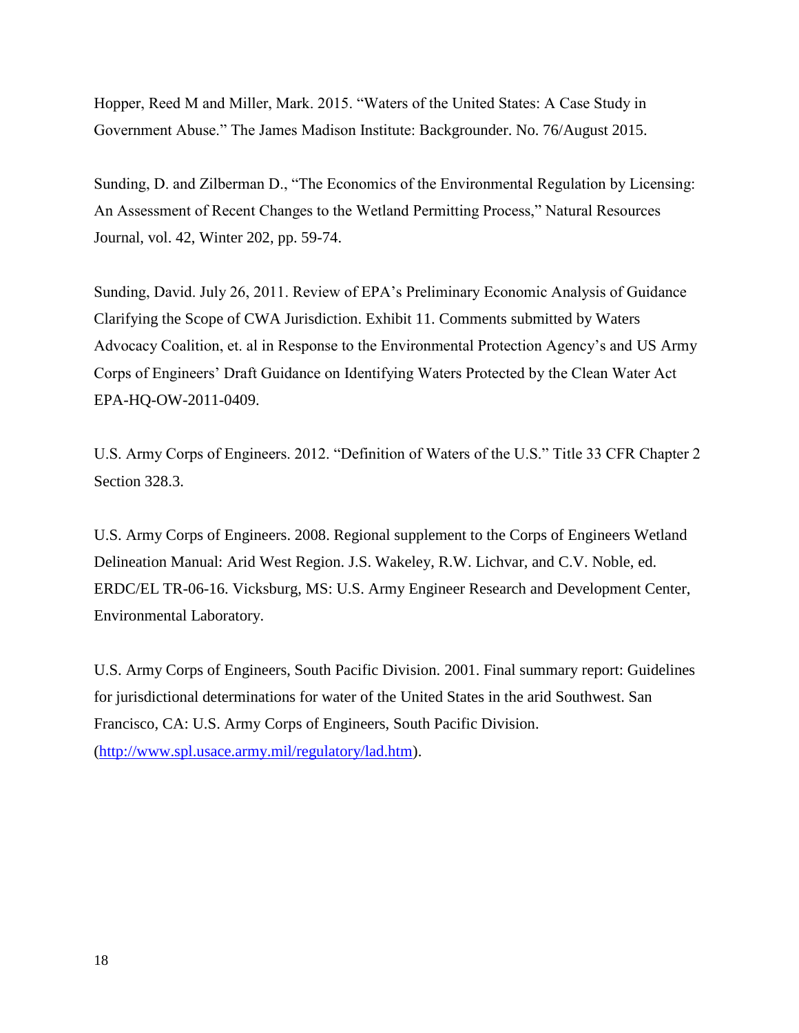Hopper, Reed M and Miller, Mark. 2015. "Waters of the United States: A Case Study in Government Abuse." The James Madison Institute: Backgrounder. No. 76/August 2015.

Sunding, D. and Zilberman D., "The Economics of the Environmental Regulation by Licensing: An Assessment of Recent Changes to the Wetland Permitting Process," Natural Resources Journal, vol. 42, Winter 202, pp. 59-74.

Sunding, David. July 26, 2011. Review of EPA's Preliminary Economic Analysis of Guidance Clarifying the Scope of CWA Jurisdiction. Exhibit 11. Comments submitted by Waters Advocacy Coalition, et. al in Response to the Environmental Protection Agency's and US Army Corps of Engineers' Draft Guidance on Identifying Waters Protected by the Clean Water Act EPA-HQ-OW-2011-0409.

U.S. Army Corps of Engineers. 2012. "Definition of Waters of the U.S." Title 33 CFR Chapter 2 Section 328.3.

U.S. Army Corps of Engineers. 2008. Regional supplement to the Corps of Engineers Wetland Delineation Manual: Arid West Region. J.S. Wakeley, R.W. Lichvar, and C.V. Noble, ed. ERDC/EL TR-06-16. Vicksburg, MS: U.S. Army Engineer Research and Development Center, Environmental Laboratory.

U.S. Army Corps of Engineers, South Pacific Division. 2001. Final summary report: Guidelines for jurisdictional determinations for water of the United States in the arid Southwest. San Francisco, CA: U.S. Army Corps of Engineers, South Pacific Division. (http://www.spl.usace.army.mil/regulatory/lad.htm).